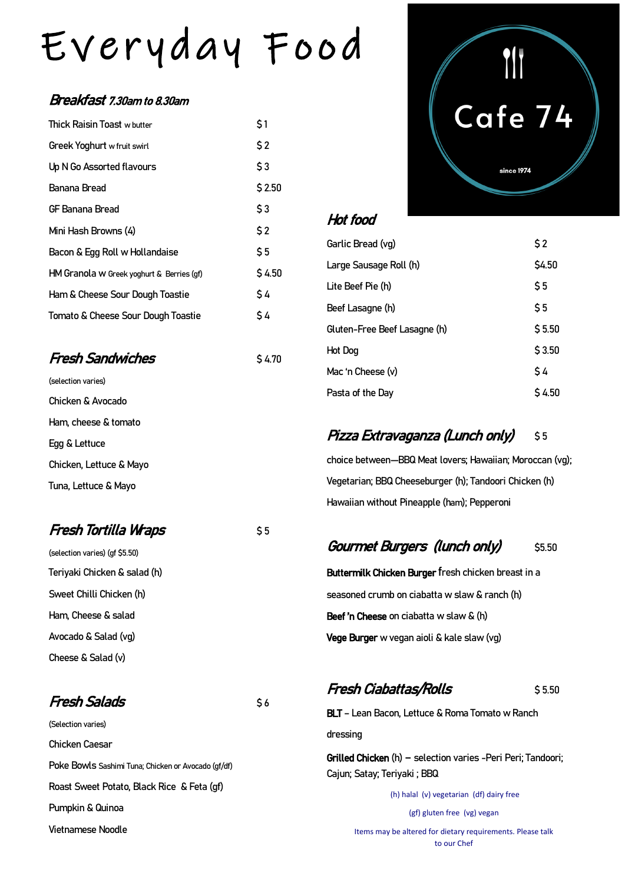# Everyday Food

**Cafe 74**

since 1974

## *Breakfast 7.30am to 8.30am*

| Item | Price |
|---|---|
| Thick Raisin Toast w butter | $ 1 |
| Greek Yoghurt w fruit swirl | $ 2 |
| Up N Go Assorted flavours | $ 3 |
| Banana Bread | $ 2.50 |
| GF Banana Bread | $ 3 |
| Mini Hash Browns (4) | $ 2 |
| Bacon & Egg Roll w Hollandaise | $ 5 |
| HM Granola w Greek yoghurt & Berries (gf) | $ 4.50 |
| Ham & Cheese Sour Dough Toastie | $ 4 |
| Tomato & Cheese Sour Dough Toastie | $ 4 |

## *Fresh Sandwiches* $ 4.70

(selection varies)

Chicken & Avocado

Ham, cheese & tomato

Egg & Lettuce

Chicken, Lettuce & Mayo

Tuna, Lettuce & Mayo

## *Fresh Tortilla Wraps* $ 5

(selection varies) (gf $5.50)

Teriyaki Chicken & salad (h)

Sweet Chilli Chicken (h)

Ham, Cheese & salad

Avocado & Salad (vg)

Cheese & Salad (v)

## *Fresh Salads* $ 6

(Selection varies)

Chicken Caesar

Poke Bowls Sashimi Tuna; Chicken or Avocado (gf/df)

Roast Sweet Potato, Black Rice & Feta (gf)

Pumpkin & Quinoa

Vietnamese Noodle

## *Hot food*

| Item | Price |
|---|---|
| Garlic Bread (vg) | $ 2 |
| Large Sausage Roll (h) | $4.50 |
| Lite Beef Pie (h) | $ 5 |
| Beef Lasagne (h) | $ 5 |
| Gluten-Free Beef Lasagne (h) | $ 5.50 |
| Hot Dog | $ 3.50 |
| Mac 'n Cheese (v) | $ 4 |
| Pasta of the Day | $ 4.50 |

## *Pizza Extravaganza (Lunch only)* $ 5

choice between—BBQ Meat lovers; Hawaiian; Moroccan (vg); Vegetarian; BBQ Cheeseburger (h); Tandoori Chicken (h) Hawaiian without Pineapple (ham); Pepperoni

## *Gourmet Burgers (lunch only)* $5.50

**Buttermilk Chicken Burger** fresh chicken breast in a seasoned crumb on ciabatta w slaw & ranch (h)

**Beef 'n Cheese** on ciabatta w slaw & (h)

**Vege Burger** w vegan aioli & kale slaw (vg)

## *Fresh Ciabattas/Rolls* $ 5.50

**BLT** – Lean Bacon, Lettuce & Roma Tomato w Ranch dressing

**Grilled Chicken** (h) – selection varies -Peri Peri; Tandoori; Cajun; Satay; Teriyaki ; BBQ

(h) halal (v) vegetarian (df) dairy free

(gf) gluten free (vg) vegan

Items may be altered for dietary requirements. Please talk to our Chef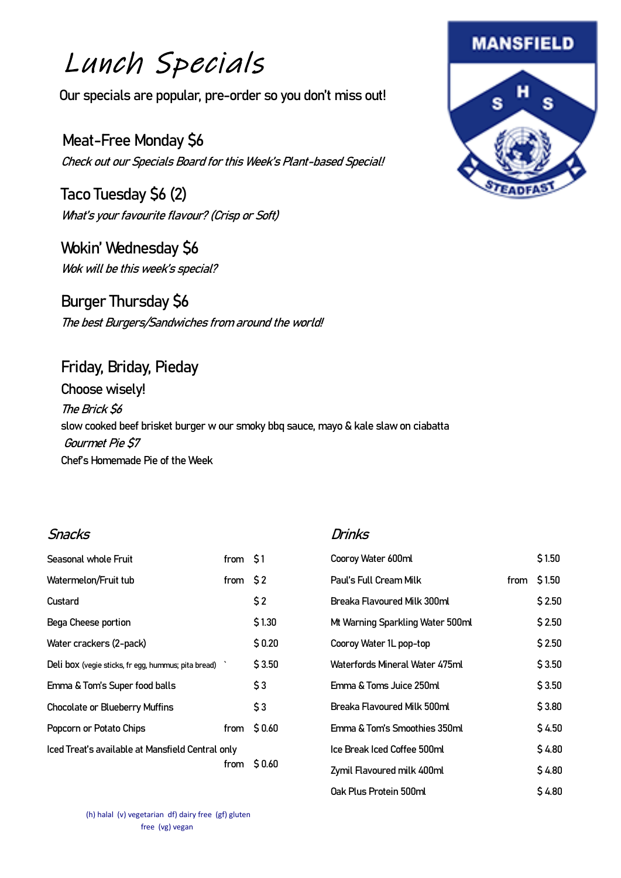# Lunch Specials

Our specials are popular, pre-order so you don't miss out!

## Meat-Free Monday $6

*Check out our Specials Board for this Week's Plant-based Special!*

## Taco Tuesday $6 (2)

*What's your favourite flavour? (Crisp or Soft)*

## Wokin' Wednesday $6

*Wok will be this week's special?*

## Burger Thursday $6

*The best Burgers/Sandwiches from around the world!*

## Friday, Briday, Pieday

Choose wisely!

*The Brick $6*

slow cooked beef brisket burger w our smoky bbq sauce, mayo & kale slaw on ciabatta

*Gourmet Pie $7*

Chef's Homemade Pie of the Week

### *Snacks*

| | | |
|---|---|---|
| Seasonal whole Fruit | from | $ 1 |
| Watermelon/Fruit tub | from | $ 2 |
| Custard | | $ 2 |
| Bega Cheese portion | | $ 1.30 |
| Water crackers (2-pack) | | $ 0.20 |
| Deli box (vegie sticks, fr egg, hummus; pita bread) | ` | $ 3.50 |
| Emma & Tom's Super food balls | | $ 3 |
| Chocolate or Blueberry Muffins | | $ 3 |
| Popcorn or Potato Chips | from | $ 0.60 |
| Iced Treat's available at Mansfield Central only | from | $ 0.60 |

### *Drinks*

| | | |
|---|---|---|
| Cooroy Water 600ml | | $ 1.50 |
| Paul's Full Cream Milk | from | $ 1.50 |
| Breaka Flavoured Milk 300ml | | $ 2.50 |
| Mt Warning Sparkling Water 500ml | | $ 2.50 |
| Cooroy Water 1L pop-top | | $ 2.50 |
| Waterfords Mineral Water 475ml | | $ 3.50 |
| Emma & Toms Juice 250ml | | $ 3.50 |
| Breaka Flavoured Milk 500ml | | $ 3.80 |
| Emma & Tom's Smoothies 350ml | | $ 4.50 |
| Ice Break Iced Coffee 500ml | | $ 4.80 |
| Zymil Flavoured milk 400ml | | $ 4.80 |
| Oak Plus Protein 500ml | | $ 4.80 |

(h) halal (v) vegetarian df) dairy free (gf) gluten free (vg) vegan